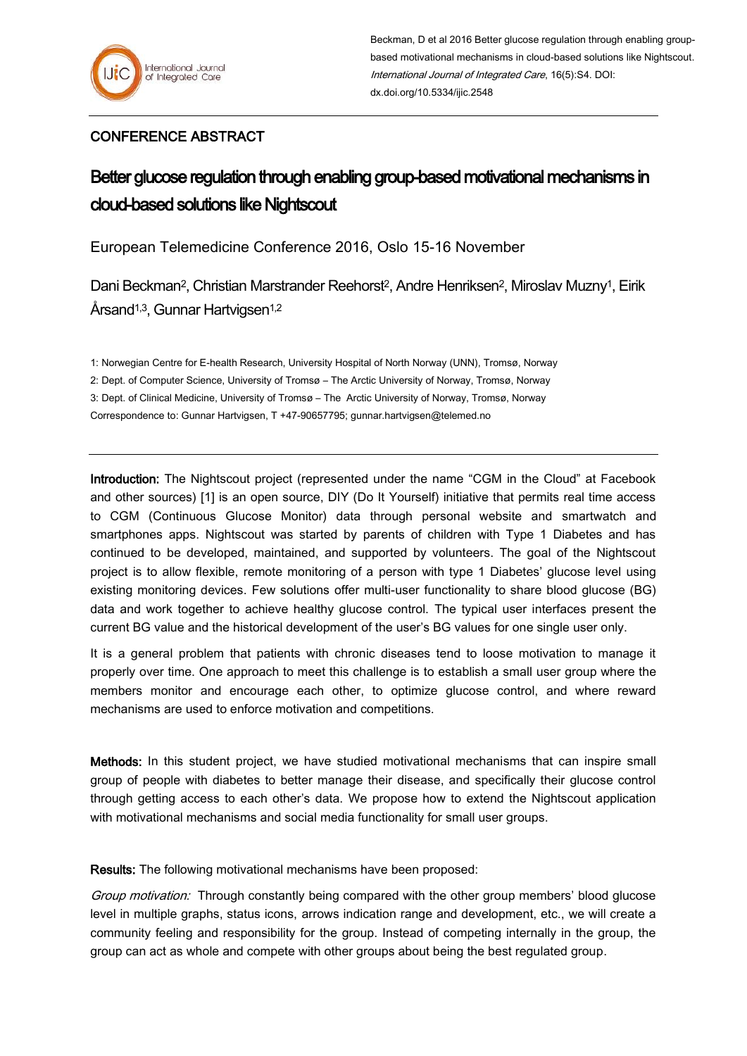Beckman, D et al 2016 Better glucose regulation through enabling group-based motivational mechanisms in cloud-based solutions like Nightscout. *International Journal of Integrated Care*, 16(5):S4. DOI: dx.doi.org/10.5334/ijic.2548

## CONFERENCE ABSTRACT

# Better glucose regulation through enabling group-based motivational mechanisms in cloud-based solutions like Nightscout

European Telemedicine Conference 2016, Oslo 15-16 November

Dani Beckman[2], Christian Marstrander Reehorst[2], Andre Henriksen[2], Miroslav Muzny[1], Eirik Årsand[1,3], Gunnar Hartvigsen[1,2]

1: Norwegian Centre for E-health Research, University Hospital of North Norway (UNN), Tromsø, Norway

2: Dept. of Computer Science, University of Tromsø – The Arctic University of Norway, Tromsø, Norway

3: Dept. of Clinical Medicine, University of Tromsø – The Arctic University of Norway, Tromsø, Norway

Correspondence to: Gunnar Hartvigsen, T +47-90657795; gunnar.hartvigsen@telemed.no

---

**Introduction:** The Nightscout project (represented under the name "CGM in the Cloud" at Facebook and other sources) [1] is an open source, DIY (Do It Yourself) initiative that permits real time access to CGM (Continuous Glucose Monitor) data through personal website and smartwatch and smartphones apps. Nightscout was started by parents of children with Type 1 Diabetes and has continued to be developed, maintained, and supported by volunteers. The goal of the Nightscout project is to allow flexible, remote monitoring of a person with type 1 Diabetes' glucose level using existing monitoring devices. Few solutions offer multi-user functionality to share blood glucose (BG) data and work together to achieve healthy glucose control. The typical user interfaces present the current BG value and the historical development of the user's BG values for one single user only.

It is a general problem that patients with chronic diseases tend to loose motivation to manage it properly over time. One approach to meet this challenge is to establish a small user group where the members monitor and encourage each other, to optimize glucose control, and where reward mechanisms are used to enforce motivation and competitions.

**Methods:** In this student project, we have studied motivational mechanisms that can inspire small group of people with diabetes to better manage their disease, and specifically their glucose control through getting access to each other's data. We propose how to extend the Nightscout application with motivational mechanisms and social media functionality for small user groups.

**Results:** The following motivational mechanisms have been proposed:

*Group motivation:* Through constantly being compared with the other group members' blood glucose level in multiple graphs, status icons, arrows indication range and development, etc., we will create a community feeling and responsibility for the group. Instead of competing internally in the group, the group can act as whole and compete with other groups about being the best regulated group.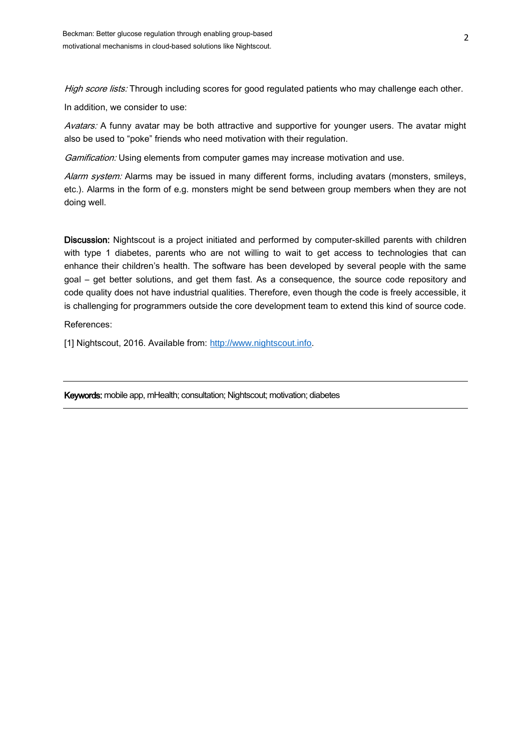*High score lists:* Through including scores for good regulated patients who may challenge each other.

In addition, we consider to use:

*Avatars:* A funny avatar may be both attractive and supportive for younger users. The avatar might also be used to “poke” friends who need motivation with their regulation.

*Gamification:* Using elements from computer games may increase motivation and use.

*Alarm system:* Alarms may be issued in many different forms, including avatars (monsters, smileys, etc.). Alarms in the form of e.g. monsters might be send between group members when they are not doing well.

**Discussion:** Nightscout is a project initiated and performed by computer-skilled parents with children with type 1 diabetes, parents who are not willing to wait to get access to technologies that can enhance their children’s health. The software has been developed by several people with the same goal – get better solutions, and get them fast. As a consequence, the source code repository and code quality does not have industrial qualities. Therefore, even though the code is freely accessible, it is challenging for programmers outside the core development team to extend this kind of source code.

References:

[1] Nightscout, 2016. Available from: [http://www.nightscout.info](http://www.nightscout.info).

---

**Keywords:** mobile app, mHealth; consultation; Nightscout; motivation; diabetes

---